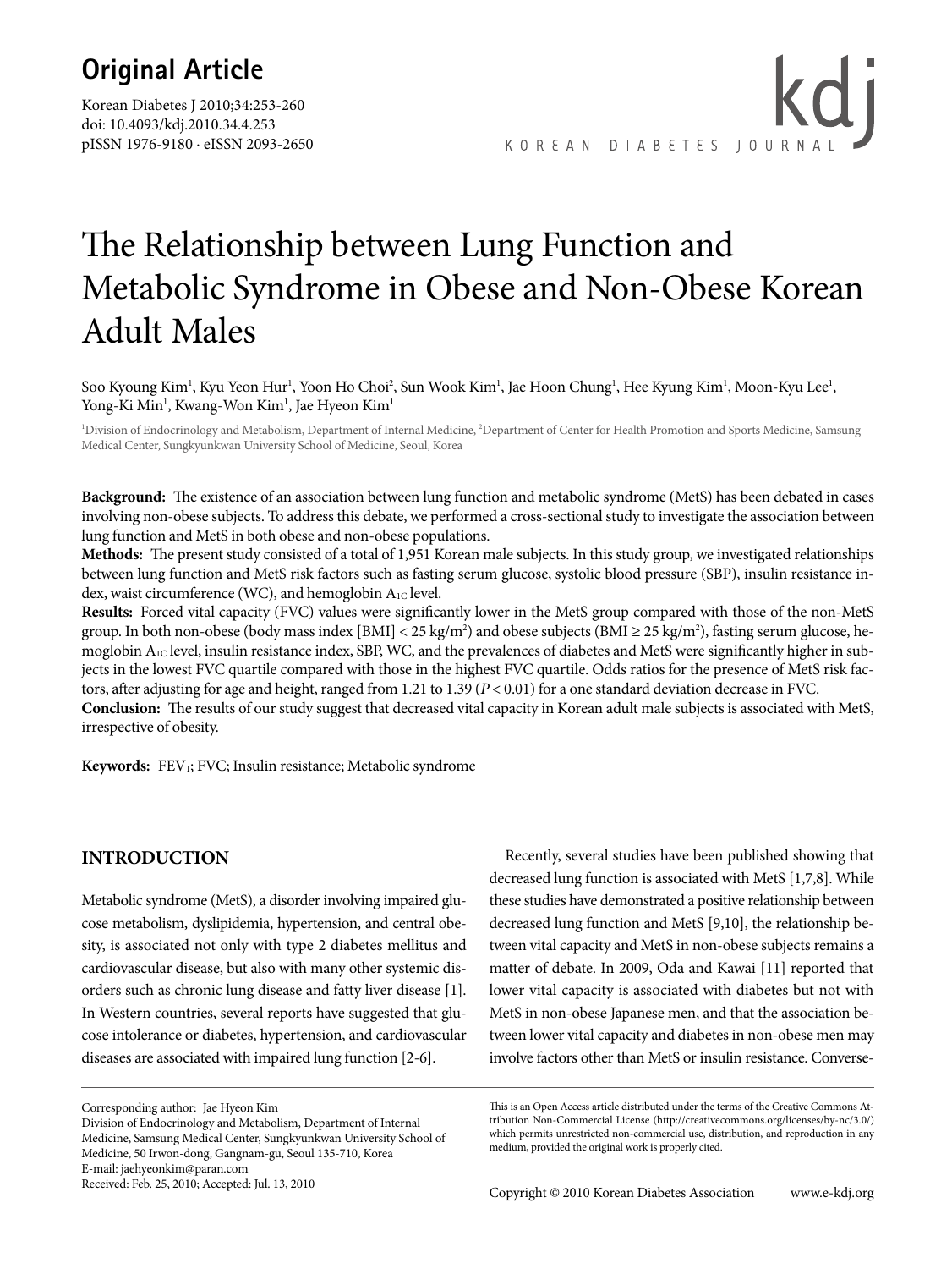## Original Article

# The Relationship between Lung Function and Metabolic Syndrome in Obese and Non-Obese Korean Adult Males

Soo Kyoung Kim[1], Kyu Yeon Hur[1], Yoon Ho Choi[2], Sun Wook Kim[1], Jae Hoon Chung[1], Hee Kyung Kim[1], Moon-Kyu Lee[1], Yong-Ki Min[1], Kwang-Won Kim[1], Jae Hyeon Kim[1]

[1]Division of Endocrinology and Metabolism, Department of Internal Medicine, [2]Department of Center for Health Promotion and Sports Medicine, Samsung Medical Center, Sungkyunkwan University School of Medicine, Seoul, Korea

**Background:** The existence of an association between lung function and metabolic syndrome (MetS) has been debated in cases involving non-obese subjects. To address this debate, we performed a cross-sectional study to investigate the association between lung function and MetS in both obese and non-obese populations.

**Methods:** The present study consisted of a total of 1,951 Korean male subjects. In this study group, we investigated relationships between lung function and MetS risk factors such as fasting serum glucose, systolic blood pressure (SBP), insulin resistance index, waist circumference (WC), and hemoglobin $A_{1C}$ level.

**Results:** Forced vital capacity (FVC) values were significantly lower in the MetS group compared with those of the non-MetS group. In both non-obese (body mass index [BMI] < 25 $kg/m^2$) and obese subjects (BMI ≥ 25 $kg/m^2$), fasting serum glucose, hemoglobin $A_{1C}$ level, insulin resistance index, SBP, WC, and the prevalences of diabetes and MetS were significantly higher in subjects in the lowest FVC quartile compared with those in the highest FVC quartile. Odds ratios for the presence of MetS risk factors, after adjusting for age and height, ranged from 1.21 to 1.39 ($P < 0.01$) for a one standard deviation decrease in FVC.

**Conclusion:** The results of our study suggest that decreased vital capacity in Korean adult male subjects is associated with MetS, irrespective of obesity.

**Keywords:** $FEV_1$; FVC; Insulin resistance; Metabolic syndrome

## INTRODUCTION

Metabolic syndrome (MetS), a disorder involving impaired glucose metabolism, dyslipidemia, hypertension, and central obesity, is associated not only with type 2 diabetes mellitus and cardiovascular disease, but also with many other systemic disorders such as chronic lung disease and fatty liver disease [1]. In Western countries, several reports have suggested that glucose intolerance or diabetes, hypertension, and cardiovascular diseases are associated with impaired lung function [2-6].

Recently, several studies have been published showing that decreased lung function is associated with MetS [1,7,8]. While these studies have demonstrated a positive relationship between decreased lung function and MetS [9,10], the relationship between vital capacity and MetS in non-obese subjects remains a matter of debate. In 2009, Oda and Kawai [11] reported that lower vital capacity is associated with diabetes but not with MetS in non-obese Japanese men, and that the association between lower vital capacity and diabetes in non-obese men may involve factors other than MetS or insulin resistance. Converse-

Corresponding author: Jae Hyeon Kim
Division of Endocrinology and Metabolism, Department of Internal Medicine, Samsung Medical Center, Sungkyunkwan University School of Medicine, 50 Irwon-dong, Gangnam-gu, Seoul 135-710, Korea
E-mail: jaehyeonkim@paran.com
Received: Feb. 25, 2010; Accepted: Jul. 13, 2010

This is an Open Access article distributed under the terms of the Creative Commons Attribution Non-Commercial License (http://creativecommons.org/licenses/by-nc/3.0/) which permits unrestricted non-commercial use, distribution, and reproduction in any medium, provided the original work is properly cited.

Copyright © 2010 Korean Diabetes Association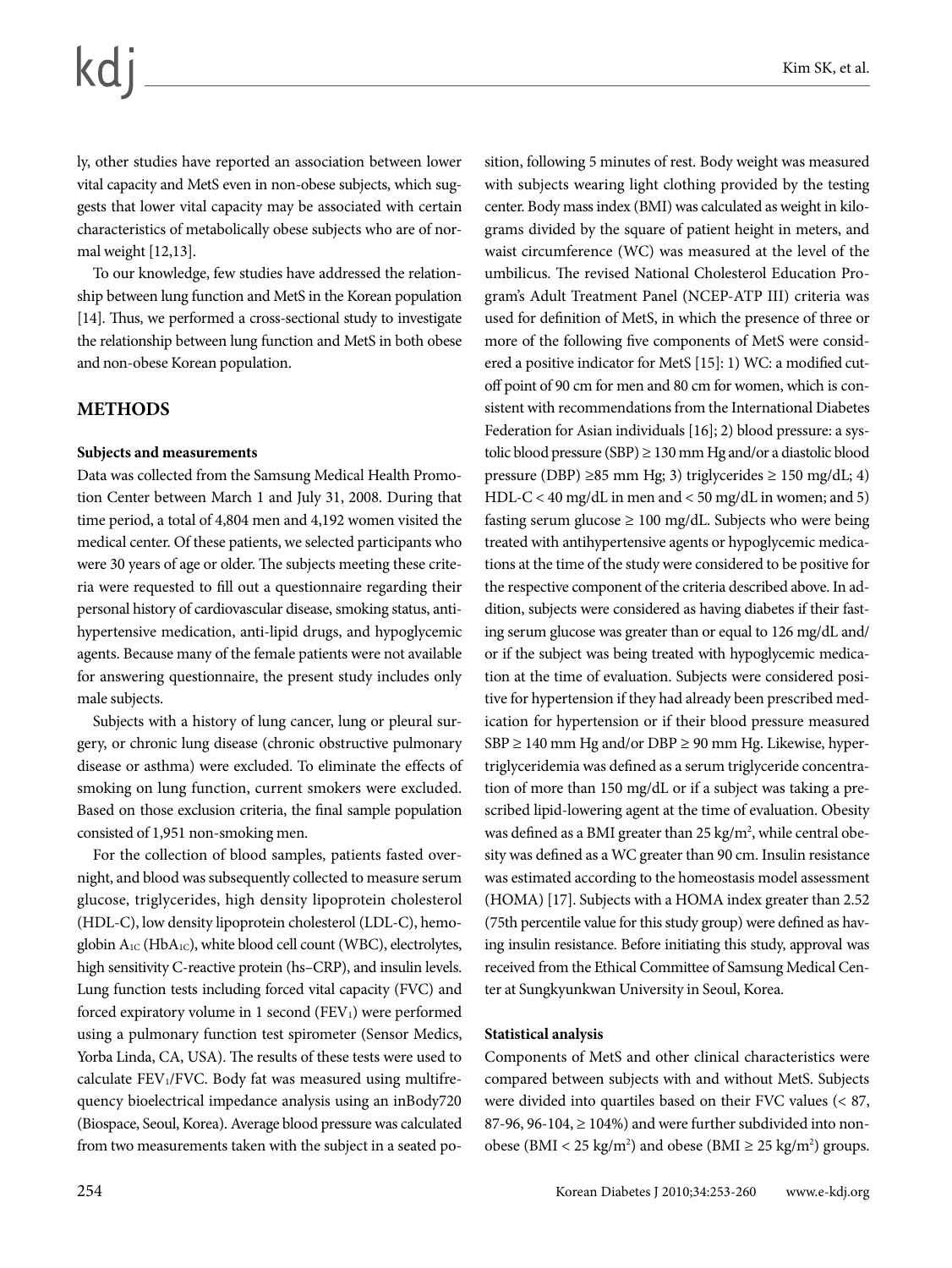ly, other studies have reported an association between lower vital capacity and MetS even in non-obese subjects, which suggests that lower vital capacity may be associated with certain characteristics of metabolically obese subjects who are of normal weight [12,13].

To our knowledge, few studies have addressed the relationship between lung function and MetS in the Korean population [14]. Thus, we performed a cross-sectional study to investigate the relationship between lung function and MetS in both obese and non-obese Korean population.

## METHODS

### Subjects and measurements

Data was collected from the Samsung Medical Health Promotion Center between March 1 and July 31, 2008. During that time period, a total of 4,804 men and 4,192 women visited the medical center. Of these patients, we selected participants who were 30 years of age or older. The subjects meeting these criteria were requested to fill out a questionnaire regarding their personal history of cardiovascular disease, smoking status, antihypertensive medication, anti-lipid drugs, and hypoglycemic agents. Because many of the female patients were not available for answering questionnaire, the present study includes only male subjects.

Subjects with a history of lung cancer, lung or pleural surgery, or chronic lung disease (chronic obstructive pulmonary disease or asthma) were excluded. To eliminate the effects of smoking on lung function, current smokers were excluded. Based on those exclusion criteria, the final sample population consisted of 1,951 non-smoking men.

For the collection of blood samples, patients fasted overnight, and blood was subsequently collected to measure serum glucose, triglycerides, high density lipoprotein cholesterol (HDL-C), low density lipoprotein cholesterol (LDL-C), hemoglobin $A_{1C}$ ($HbA_{1C}$), white blood cell count (WBC), electrolytes, high sensitivity C-reactive protein (hs–CRP), and insulin levels. Lung function tests including forced vital capacity (FVC) and forced expiratory volume in 1 second ($FEV_1$) were performed using a pulmonary function test spirometer (Sensor Medics, Yorba Linda, CA, USA). The results of these tests were used to calculate $FEV_1$/FVC. Body fat was measured using multifrequency bioelectrical impedance analysis using an inBody720 (Biospace, Seoul, Korea). Average blood pressure was calculated from two measurements taken with the subject in a seated position, following 5 minutes of rest. Body weight was measured with subjects wearing light clothing provided by the testing center. Body mass index (BMI) was calculated as weight in kilograms divided by the square of patient height in meters, and waist circumference (WC) was measured at the level of the umbilicus. The revised National Cholesterol Education Program's Adult Treatment Panel (NCEP-ATP III) criteria was used for definition of MetS, in which the presence of three or more of the following five components of MetS were considered a positive indicator for MetS [15]: 1) WC: a modified cutoff point of 90 cm for men and 80 cm for women, which is consistent with recommendations from the International Diabetes Federation for Asian individuals [16]; 2) blood pressure: a systolic blood pressure (SBP) ≥ 130 mm Hg and/or a diastolic blood pressure (DBP) ≥85 mm Hg; 3) triglycerides ≥ 150 mg/dL; 4) HDL-C < 40 mg/dL in men and < 50 mg/dL in women; and 5) fasting serum glucose ≥ 100 mg/dL. Subjects who were being treated with antihypertensive agents or hypoglycemic medications at the time of the study were considered to be positive for the respective component of the criteria described above. In addition, subjects were considered as having diabetes if their fasting serum glucose was greater than or equal to 126 mg/dL and/or if the subject was being treated with hypoglycemic medication at the time of evaluation. Subjects were considered positive for hypertension if they had already been prescribed medication for hypertension or if their blood pressure measured SBP ≥ 140 mm Hg and/or DBP ≥ 90 mm Hg. Likewise, hypertriglyceridemia was defined as a serum triglyceride concentration of more than 150 mg/dL or if a subject was taking a prescribed lipid-lowering agent at the time of evaluation. Obesity was defined as a BMI greater than 25 $kg/m^2$, while central obesity was defined as a WC greater than 90 cm. Insulin resistance was estimated according to the homeostasis model assessment (HOMA) [17]. Subjects with a HOMA index greater than 2.52 (75th percentile value for this study group) were defined as having insulin resistance. Before initiating this study, approval was received from the Ethical Committee of Samsung Medical Center at Sungkyunkwan University in Seoul, Korea.

### Statistical analysis

Components of MetS and other clinical characteristics were compared between subjects with and without MetS. Subjects were divided into quartiles based on their FVC values (< 87, 87-96, 96-104, ≥ 104%) and were further subdivided into non-obese (BMI < 25 $kg/m^2$) and obese (BMI ≥ 25 $kg/m^2$) groups.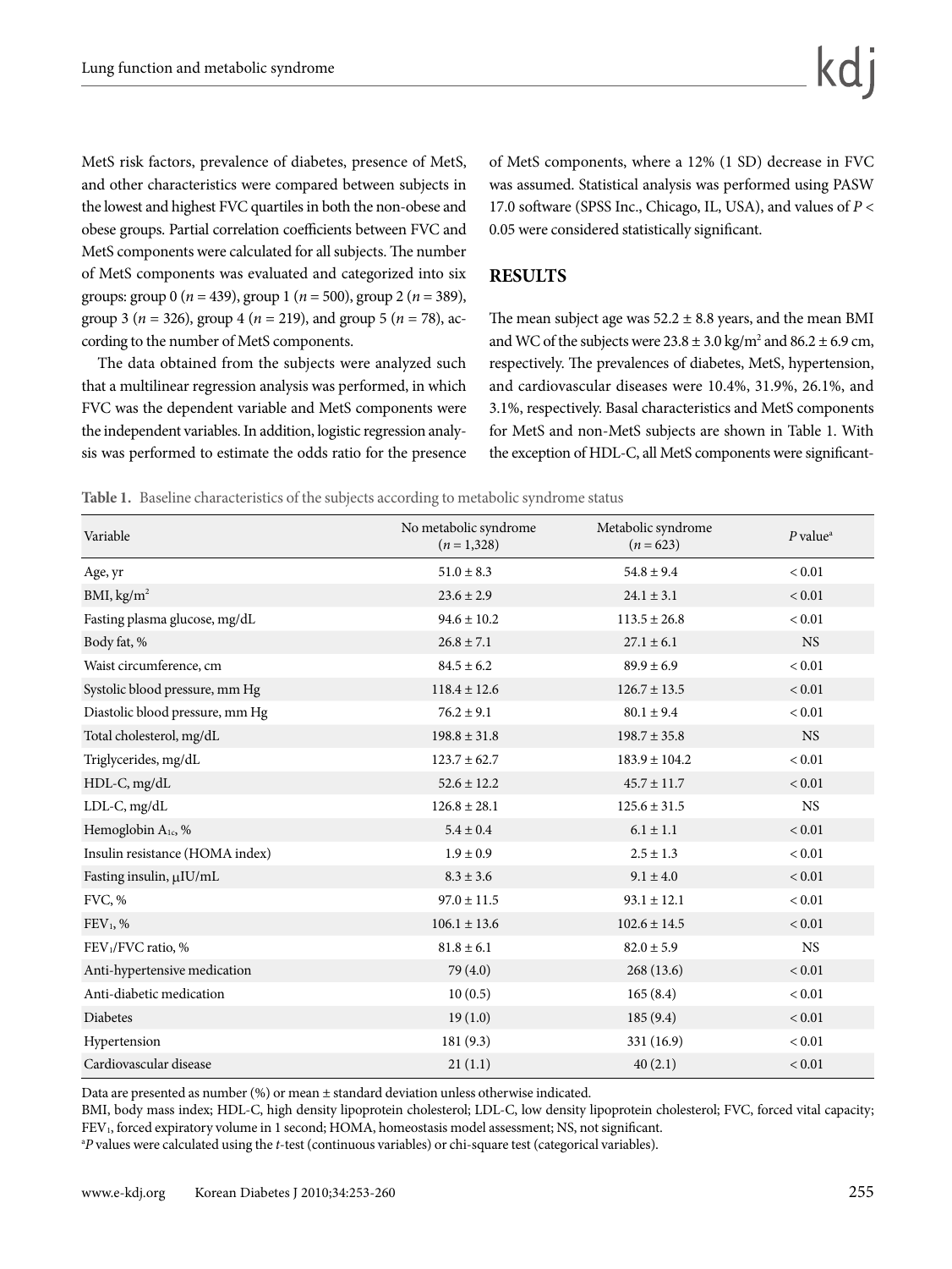MetS risk factors, prevalence of diabetes, presence of MetS, and other characteristics were compared between subjects in the lowest and highest FVC quartiles in both the non-obese and obese groups. Partial correlation coefficients between FVC and MetS components were calculated for all subjects. The number of MetS components was evaluated and categorized into six groups: group 0 ($n$ = 439), group 1 ($n$ = 500), group 2 ($n$ = 389), group 3 ($n$ = 326), group 4 ($n$ = 219), and group 5 ($n$ = 78), according to the number of MetS components.

The data obtained from the subjects were analyzed such that a multilinear regression analysis was performed, in which FVC was the dependent variable and MetS components were the independent variables. In addition, logistic regression analysis was performed to estimate the odds ratio for the presence of MetS components, where a 12% (1 SD) decrease in FVC was assumed. Statistical analysis was performed using PASW 17.0 software (SPSS Inc., Chicago, IL, USA), and values of $P$ < 0.05 were considered statistically significant.

## RESULTS

The mean subject age was 52.2 ± 8.8 years, and the mean BMI and WC of the subjects were 23.8 ± 3.0 kg/m$^2$ and 86.2 ± 6.9 cm, respectively. The prevalences of diabetes, MetS, hypertension, and cardiovascular diseases were 10.4%, 31.9%, 26.1%, and 3.1%, respectively. Basal characteristics and MetS components for MetS and non-MetS subjects are shown in Table 1. With the exception of HDL-C, all MetS components were significant-

**Table 1.** Baseline characteristics of the subjects according to metabolic syndrome status

| Variable | No metabolic syndrome ($n$ = 1,328) | Metabolic syndrome ($n$ = 623) | $P$ value[a] |
|---|---|---|---|
| Age, yr | 51.0 ± 8.3 | 54.8 ± 9.4 | < 0.01 |
| BMI, kg/m$^2$ | 23.6 ± 2.9 | 24.1 ± 3.1 | < 0.01 |
| Fasting plasma glucose, mg/dL | 94.6 ± 10.2 | 113.5 ± 26.8 | < 0.01 |
| Body fat, % | 26.8 ± 7.1 | 27.1 ± 6.1 | NS |
| Waist circumference, cm | 84.5 ± 6.2 | 89.9 ± 6.9 | < 0.01 |
| Systolic blood pressure, mm Hg | 118.4 ± 12.6 | 126.7 ± 13.5 | < 0.01 |
| Diastolic blood pressure, mm Hg | 76.2 ± 9.1 | 80.1 ± 9.4 | < 0.01 |
| Total cholesterol, mg/dL | 198.8 ± 31.8 | 198.7 ± 35.8 | NS |
| Triglycerides, mg/dL | 123.7 ± 62.7 | 183.9 ± 104.2 | < 0.01 |
| HDL-C, mg/dL | 52.6 ± 12.2 | 45.7 ± 11.7 | < 0.01 |
| LDL-C, mg/dL | 126.8 ± 28.1 | 125.6 ± 31.5 | NS |
| Hemoglobin $A_{1c}$, % | 5.4 ± 0.4 | 6.1 ± 1.1 | < 0.01 |
| Insulin resistance (HOMA index) | 1.9 ± 0.9 | 2.5 ± 1.3 | < 0.01 |
| Fasting insulin, μIU/mL | 8.3 ± 3.6 | 9.1 ± 4.0 | < 0.01 |
| FVC, % | 97.0 ± 11.5 | 93.1 ± 12.1 | < 0.01 |
| $FEV_1$, % | 106.1 ± 13.6 | 102.6 ± 14.5 | < 0.01 |
| $FEV_1$/FVC ratio, % | 81.8 ± 6.1 | 82.0 ± 5.9 | NS |
| Anti-hypertensive medication | 79 (4.0) | 268 (13.6) | < 0.01 |
| Anti-diabetic medication | 10 (0.5) | 165 (8.4) | < 0.01 |
| Diabetes | 19 (1.0) | 185 (9.4) | < 0.01 |
| Hypertension | 181 (9.3) | 331 (16.9) | < 0.01 |
| Cardiovascular disease | 21 (1.1) | 40 (2.1) | < 0.01 |

Data are presented as number (%) or mean ± standard deviation unless otherwise indicated.

BMI, body mass index; HDL-C, high density lipoprotein cholesterol; LDL-C, low density lipoprotein cholesterol; FVC, forced vital capacity; $FEV_1$, forced expiratory volume in 1 second; HOMA, homeostasis model assessment; NS, not significant.

[a] $P$ values were calculated using the $t$-test (continuous variables) or chi-square test (categorical variables).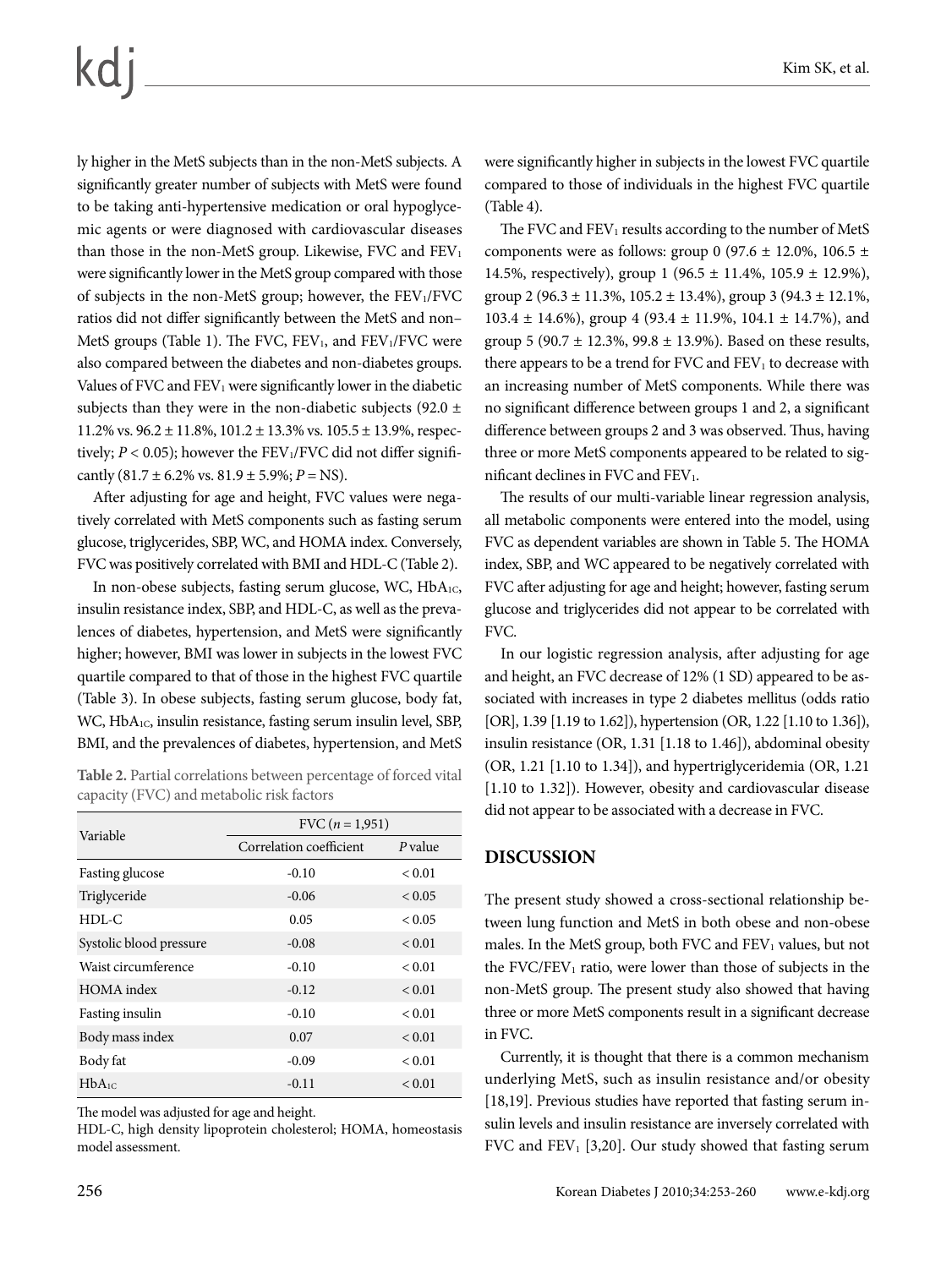ly higher in the MetS subjects than in the non-MetS subjects. A significantly greater number of subjects with MetS were found to be taking anti-hypertensive medication or oral hypoglycemic agents or were diagnosed with cardiovascular diseases than those in the non-MetS group. Likewise, FVC and $FEV_1$ were significantly lower in the MetS group compared with those of subjects in the non-MetS group; however, the $FEV_1$/FVC ratios did not differ significantly between the MetS and non–MetS groups (Table 1). The FVC, $FEV_1$, and $FEV_1$/FVC were also compared between the diabetes and non-diabetes groups. Values of FVC and $FEV_1$ were significantly lower in the diabetic subjects than they were in the non-diabetic subjects (92.0 ± 11.2% vs. 96.2 ± 11.8%, 101.2 ± 13.3% vs. 105.5 ± 13.9%, respectively; $P < 0.05$); however the $FEV_1$/FVC did not differ significantly (81.7 ± 6.2% vs. 81.9 ± 5.9%; $P$ = NS).

After adjusting for age and height, FVC values were negatively correlated with MetS components such as fasting serum glucose, triglycerides, SBP, WC, and HOMA index. Conversely, FVC was positively correlated with BMI and HDL-C (Table 2).

In non-obese subjects, fasting serum glucose, WC, $HbA_{1C}$, insulin resistance index, SBP, and HDL-C, as well as the prevalences of diabetes, hypertension, and MetS were significantly higher; however, BMI was lower in subjects in the lowest FVC quartile compared to that of those in the highest FVC quartile (Table 3). In obese subjects, fasting serum glucose, body fat, WC, $HbA_{1C}$, insulin resistance, fasting serum insulin level, SBP, BMI, and the prevalences of diabetes, hypertension, and MetS were significantly higher in subjects in the lowest FVC quartile compared to those of individuals in the highest FVC quartile (Table 4).

**Table 2.** Partial correlations between percentage of forced vital capacity (FVC) and metabolic risk factors

| Variable | FVC ($n$ = 1,951) | |
|---|---|---|
| | Correlation coefficient | $P$ value |
| Fasting glucose | -0.10 | < 0.01 |
| Triglyceride | -0.06 | < 0.05 |
| HDL-C | 0.05 | < 0.05 |
| Systolic blood pressure | -0.08 | < 0.01 |
| Waist circumference | -0.10 | < 0.01 |
| HOMA index | -0.12 | < 0.01 |
| Fasting insulin | -0.10 | < 0.01 |
| Body mass index | 0.07 | < 0.01 |
| Body fat | -0.09 | < 0.01 |
| $HbA_{1C}$ | -0.11 | < 0.01 |

The model was adjusted for age and height.
HDL-C, high density lipoprotein cholesterol; HOMA, homeostasis model assessment.

The FVC and $FEV_1$ results according to the number of MetS components were as follows: group 0 (97.6 ± 12.0%, 106.5 ± 14.5%, respectively), group 1 (96.5 ± 11.4%, 105.9 ± 12.9%), group 2 (96.3 ± 11.3%, 105.2 ± 13.4%), group 3 (94.3 ± 12.1%, 103.4 ± 14.6%), group 4 (93.4 ± 11.9%, 104.1 ± 14.7%), and group 5 (90.7 ± 12.3%, 99.8 ± 13.9%). Based on these results, there appears to be a trend for FVC and $FEV_1$ to decrease with an increasing number of MetS components. While there was no significant difference between groups 1 and 2, a significant difference between groups 2 and 3 was observed. Thus, having three or more MetS components appeared to be related to significant declines in FVC and $FEV_1$.

The results of our multi-variable linear regression analysis, all metabolic components were entered into the model, using FVC as dependent variables are shown in Table 5. The HOMA index, SBP, and WC appeared to be negatively correlated with FVC after adjusting for age and height; however, fasting serum glucose and triglycerides did not appear to be correlated with FVC.

In our logistic regression analysis, after adjusting for age and height, an FVC decrease of 12% (1 SD) appeared to be associated with increases in type 2 diabetes mellitus (odds ratio [OR], 1.39 [1.19 to 1.62]), hypertension (OR, 1.22 [1.10 to 1.36]), insulin resistance (OR, 1.31 [1.18 to 1.46]), abdominal obesity (OR, 1.21 [1.10 to 1.34]), and hypertriglyceridemia (OR, 1.21 [1.10 to 1.32]). However, obesity and cardiovascular disease did not appear to be associated with a decrease in FVC.

## DISCUSSION

The present study showed a cross-sectional relationship between lung function and MetS in both obese and non-obese males. In the MetS group, both FVC and $FEV_1$ values, but not the FVC/$FEV_1$ ratio, were lower than those of subjects in the non-MetS group. The present study also showed that having three or more MetS components result in a significant decrease in FVC.

Currently, it is thought that there is a common mechanism underlying MetS, such as insulin resistance and/or obesity [18,19]. Previous studies have reported that fasting serum insulin levels and insulin resistance are inversely correlated with FVC and $FEV_1$ [3,20]. Our study showed that fasting serum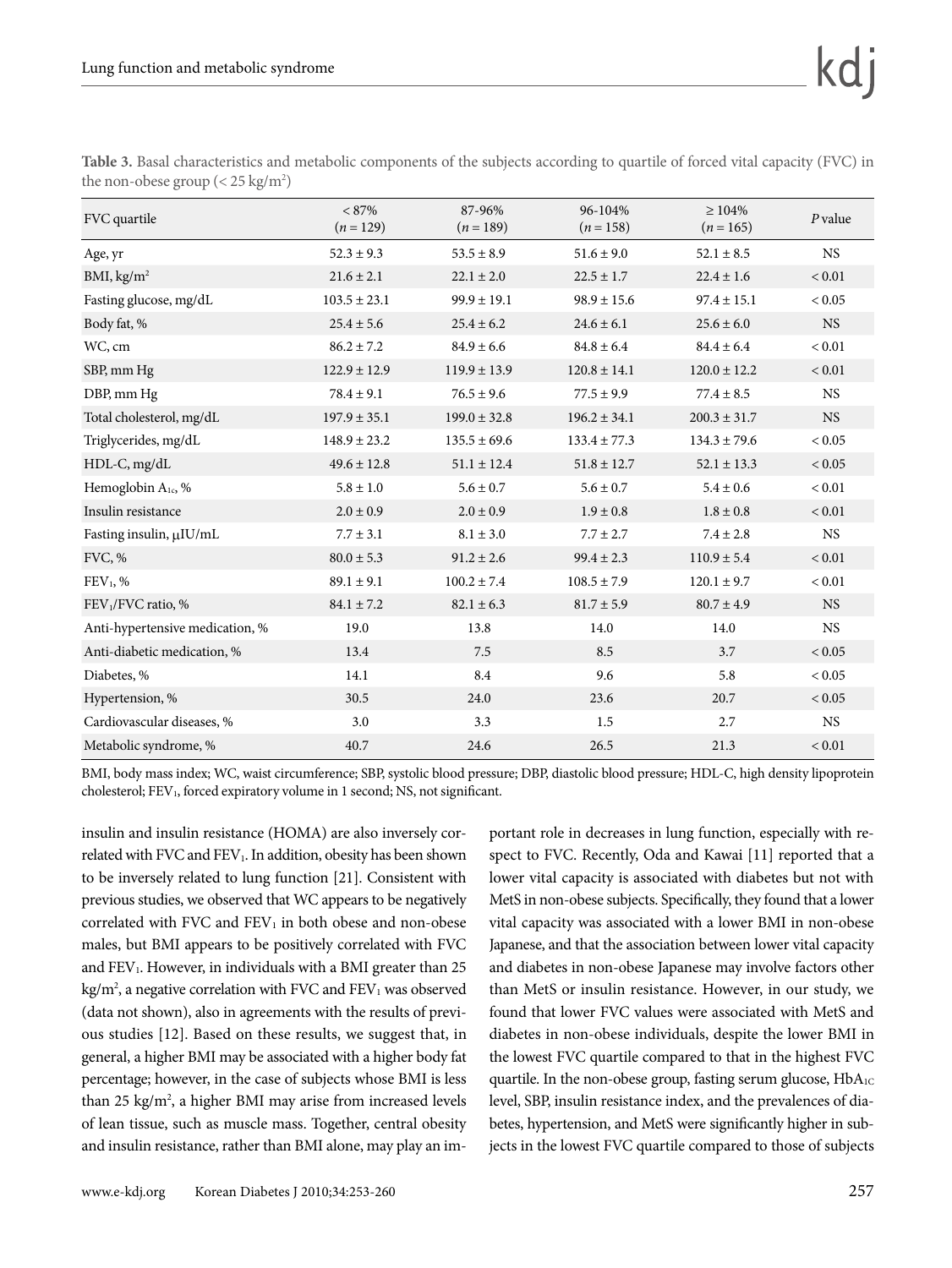**Table 3.** Basal characteristics and metabolic components of the subjects according to quartile of forced vital capacity (FVC) in the non-obese group (< 25 kg/m$^2$)

| FVC quartile | < 87% ($n$ = 129) | 87-96% ($n$ = 189) | 96-104% ($n$ = 158) | ≥ 104% ($n$ = 165) | $P$ value |
|---|---|---|---|---|---|
| Age, yr | 52.3 ± 9.3 | 53.5 ± 8.9 | 51.6 ± 9.0 | 52.1 ± 8.5 | NS |
| BMI, kg/m$^2$ | 21.6 ± 2.1 | 22.1 ± 2.0 | 22.5 ± 1.7 | 22.4 ± 1.6 | < 0.01 |
| Fasting glucose, mg/dL | 103.5 ± 23.1 | 99.9 ± 19.1 | 98.9 ± 15.6 | 97.4 ± 15.1 | < 0.05 |
| Body fat, % | 25.4 ± 5.6 | 25.4 ± 6.2 | 24.6 ± 6.1 | 25.6 ± 6.0 | NS |
| WC, cm | 86.2 ± 7.2 | 84.9 ± 6.6 | 84.8 ± 6.4 | 84.4 ± 6.4 | < 0.01 |
| SBP, mm Hg | 122.9 ± 12.9 | 119.9 ± 13.9 | 120.8 ± 14.1 | 120.0 ± 12.2 | < 0.01 |
| DBP, mm Hg | 78.4 ± 9.1 | 76.5 ± 9.6 | 77.5 ± 9.9 | 77.4 ± 8.5 | NS |
| Total cholesterol, mg/dL | 197.9 ± 35.1 | 199.0 ± 32.8 | 196.2 ± 34.1 | 200.3 ± 31.7 | NS |
| Triglycerides, mg/dL | 148.9 ± 23.2 | 135.5 ± 69.6 | 133.4 ± 77.3 | 134.3 ± 79.6 | < 0.05 |
| HDL-C, mg/dL | 49.6 ± 12.8 | 51.1 ± 12.4 | 51.8 ± 12.7 | 52.1 ± 13.3 | < 0.05 |
| Hemoglobin $A_{1c}$, % | 5.8 ± 1.0 | 5.6 ± 0.7 | 5.6 ± 0.7 | 5.4 ± 0.6 | < 0.01 |
| Insulin resistance | 2.0 ± 0.9 | 2.0 ± 0.9 | 1.9 ± 0.8 | 1.8 ± 0.8 | < 0.01 |
| Fasting insulin, μIU/mL | 7.7 ± 3.1 | 8.1 ± 3.0 | 7.7 ± 2.7 | 7.4 ± 2.8 | NS |
| FVC, % | 80.0 ± 5.3 | 91.2 ± 2.6 | 99.4 ± 2.3 | 110.9 ± 5.4 | < 0.01 |
| $FEV_1$, % | 89.1 ± 9.1 | 100.2 ± 7.4 | 108.5 ± 7.9 | 120.1 ± 9.7 | < 0.01 |
| $FEV_1$/FVC ratio, % | 84.1 ± 7.2 | 82.1 ± 6.3 | 81.7 ± 5.9 | 80.7 ± 4.9 | NS |
| Anti-hypertensive medication, % | 19.0 | 13.8 | 14.0 | 14.0 | NS |
| Anti-diabetic medication, % | 13.4 | 7.5 | 8.5 | 3.7 | < 0.05 |
| Diabetes, % | 14.1 | 8.4 | 9.6 | 5.8 | < 0.05 |
| Hypertension, % | 30.5 | 24.0 | 23.6 | 20.7 | < 0.05 |
| Cardiovascular diseases, % | 3.0 | 3.3 | 1.5 | 2.7 | NS |
| Metabolic syndrome, % | 40.7 | 24.6 | 26.5 | 21.3 | < 0.01 |

BMI, body mass index; WC, waist circumference; SBP, systolic blood pressure; DBP, diastolic blood pressure; HDL-C, high density lipoprotein cholesterol; $FEV_1$, forced expiratory volume in 1 second; NS, not significant.

insulin and insulin resistance (HOMA) are also inversely correlated with FVC and $FEV_1$. In addition, obesity has been shown to be inversely related to lung function [21]. Consistent with previous studies, we observed that WC appears to be negatively correlated with FVC and $FEV_1$ in both obese and non-obese males, but BMI appears to be positively correlated with FVC and $FEV_1$. However, in individuals with a BMI greater than 25 kg/m$^2$, a negative correlation with FVC and $FEV_1$ was observed (data not shown), also in agreements with the results of previous studies [12]. Based on these results, we suggest that, in general, a higher BMI may be associated with a higher body fat percentage; however, in the case of subjects whose BMI is less than 25 kg/m$^2$, a higher BMI may arise from increased levels of lean tissue, such as muscle mass. Together, central obesity and insulin resistance, rather than BMI alone, may play an important role in decreases in lung function, especially with respect to FVC. Recently, Oda and Kawai [11] reported that a lower vital capacity is associated with diabetes but not with MetS in non-obese subjects. Specifically, they found that a lower vital capacity was associated with a lower BMI in non-obese Japanese, and that the association between lower vital capacity and diabetes in non-obese Japanese may involve factors other than MetS or insulin resistance. However, in our study, we found that lower FVC values were associated with MetS and diabetes in non-obese individuals, despite the lower BMI in the lowest FVC quartile compared to that in the highest FVC quartile. In the non-obese group, fasting serum glucose, $HbA_{1C}$ level, SBP, insulin resistance index, and the prevalences of diabetes, hypertension, and MetS were significantly higher in subjects in the lowest FVC quartile compared to those of subjects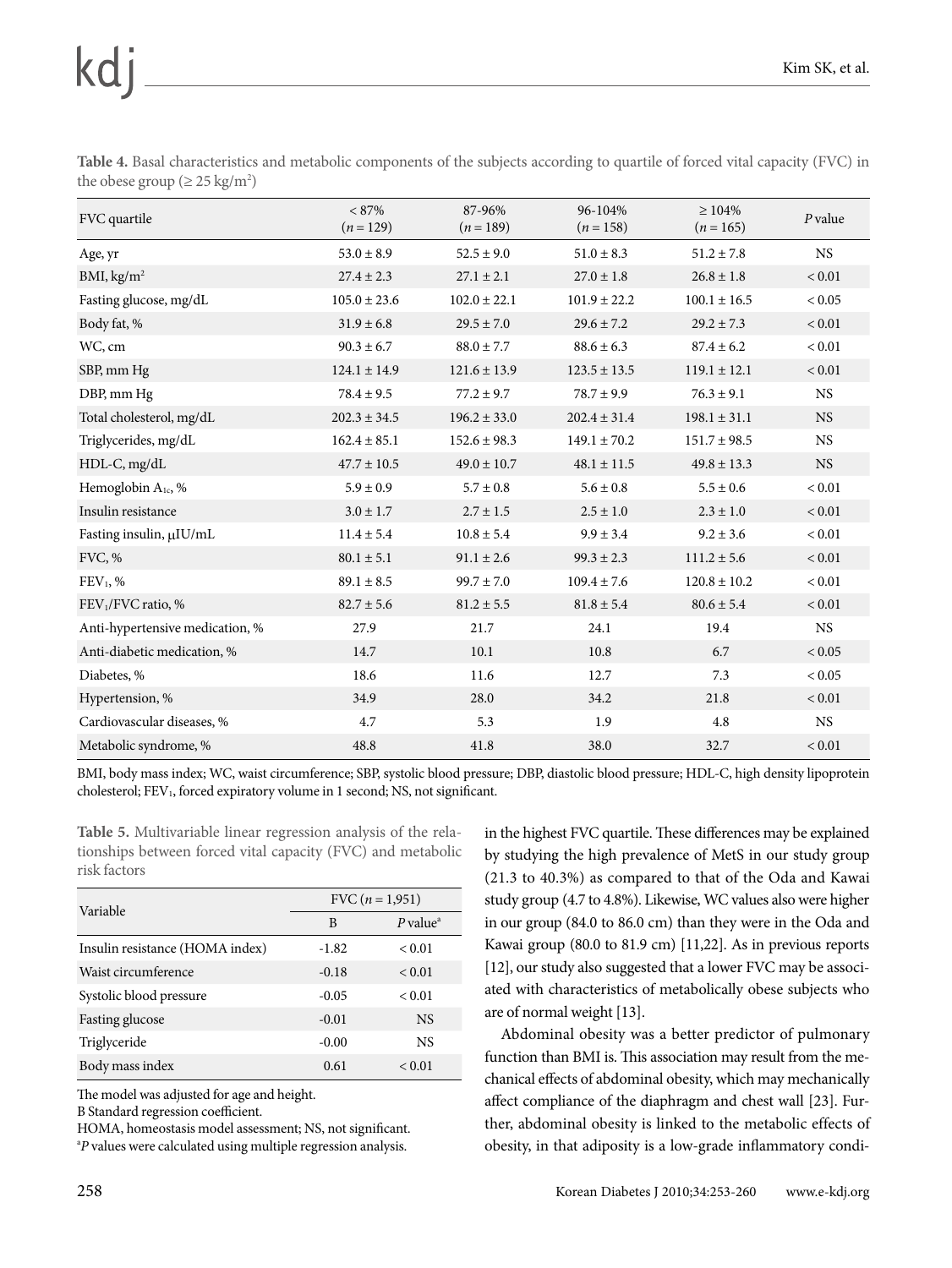**Table 4.** Basal characteristics and metabolic components of the subjects according to quartile of forced vital capacity (FVC) in the obese group (≥ 25 kg/m$^2$)

| FVC quartile | < 87% (*n* = 129) | 87-96% (*n* = 189) | 96-104% (*n* = 158) | ≥ 104% (*n* = 165) | *P* value |
|---|---|---|---|---|---|
| Age, yr | 53.0 ± 8.9 | 52.5 ± 9.0 | 51.0 ± 8.3 | 51.2 ± 7.8 | NS |
| BMI, kg/m$^2$ | 27.4 ± 2.3 | 27.1 ± 2.1 | 27.0 ± 1.8 | 26.8 ± 1.8 | < 0.01 |
| Fasting glucose, mg/dL | 105.0 ± 23.6 | 102.0 ± 22.1 | 101.9 ± 22.2 | 100.1 ± 16.5 | < 0.05 |
| Body fat, % | 31.9 ± 6.8 | 29.5 ± 7.0 | 29.6 ± 7.2 | 29.2 ± 7.3 | < 0.01 |
| WC, cm | 90.3 ± 6.7 | 88.0 ± 7.7 | 88.6 ± 6.3 | 87.4 ± 6.2 | < 0.01 |
| SBP, mm Hg | 124.1 ± 14.9 | 121.6 ± 13.9 | 123.5 ± 13.5 | 119.1 ± 12.1 | < 0.01 |
| DBP, mm Hg | 78.4 ± 9.5 | 77.2 ± 9.7 | 78.7 ± 9.9 | 76.3 ± 9.1 | NS |
| Total cholesterol, mg/dL | 202.3 ± 34.5 | 196.2 ± 33.0 | 202.4 ± 31.4 | 198.1 ± 31.1 | NS |
| Triglycerides, mg/dL | 162.4 ± 85.1 | 152.6 ± 98.3 | 149.1 ± 70.2 | 151.7 ± 98.5 | NS |
| HDL-C, mg/dL | 47.7 ± 10.5 | 49.0 ± 10.7 | 48.1 ± 11.5 | 49.8 ± 13.3 | NS |
| Hemoglobin $A_{1c}$, % | 5.9 ± 0.9 | 5.7 ± 0.8 | 5.6 ± 0.8 | 5.5 ± 0.6 | < 0.01 |
| Insulin resistance | 3.0 ± 1.7 | 2.7 ± 1.5 | 2.5 ± 1.0 | 2.3 ± 1.0 | < 0.01 |
| Fasting insulin, μIU/mL | 11.4 ± 5.4 | 10.8 ± 5.4 | 9.9 ± 3.4 | 9.2 ± 3.6 | < 0.01 |
| FVC, % | 80.1 ± 5.1 | 91.1 ± 2.6 | 99.3 ± 2.3 | 111.2 ± 5.6 | < 0.01 |
| $FEV_1$, % | 89.1 ± 8.5 | 99.7 ± 7.0 | 109.4 ± 7.6 | 120.8 ± 10.2 | < 0.01 |
| $FEV_1$/FVC ratio, % | 82.7 ± 5.6 | 81.2 ± 5.5 | 81.8 ± 5.4 | 80.6 ± 5.4 | < 0.01 |
| Anti-hypertensive medication, % | 27.9 | 21.7 | 24.1 | 19.4 | NS |
| Anti-diabetic medication, % | 14.7 | 10.1 | 10.8 | 6.7 | < 0.05 |
| Diabetes, % | 18.6 | 11.6 | 12.7 | 7.3 | < 0.05 |
| Hypertension, % | 34.9 | 28.0 | 34.2 | 21.8 | < 0.01 |
| Cardiovascular diseases, % | 4.7 | 5.3 | 1.9 | 4.8 | NS |
| Metabolic syndrome, % | 48.8 | 41.8 | 38.0 | 32.7 | < 0.01 |

BMI, body mass index; WC, waist circumference; SBP, systolic blood pressure; DBP, diastolic blood pressure; HDL-C, high density lipoprotein cholesterol; $FEV_1$, forced expiratory volume in 1 second; NS, not significant.

**Table 5.** Multivariable linear regression analysis of the relationships between forced vital capacity (FVC) and metabolic risk factors

| Variable | FVC (*n* = 1,951) | |
|---|---|---|
| | B | *P* value[a] |
| Insulin resistance (HOMA index) | -1.82 | < 0.01 |
| Waist circumference | -0.18 | < 0.01 |
| Systolic blood pressure | -0.05 | < 0.01 |
| Fasting glucose | -0.01 | NS |
| Triglyceride | -0.00 | NS |
| Body mass index | 0.61 | < 0.01 |

The model was adjusted for age and height.
B Standard regression coefficient.
HOMA, homeostasis model assessment; NS, not significant.
[a]*P* values were calculated using multiple regression analysis.

in the highest FVC quartile. These differences may be explained by studying the high prevalence of MetS in our study group (21.3 to 40.3%) as compared to that of the Oda and Kawai study group (4.7 to 4.8%). Likewise, WC values also were higher in our group (84.0 to 86.0 cm) than they were in the Oda and Kawai group (80.0 to 81.9 cm) [11,22]. As in previous reports [12], our study also suggested that a lower FVC may be associated with characteristics of metabolically obese subjects who are of normal weight [13].

Abdominal obesity was a better predictor of pulmonary function than BMI is. This association may result from the mechanical effects of abdominal obesity, which may mechanically affect compliance of the diaphragm and chest wall [23]. Further, abdominal obesity is linked to the metabolic effects of obesity, in that adiposity is a low-grade inflammatory condi-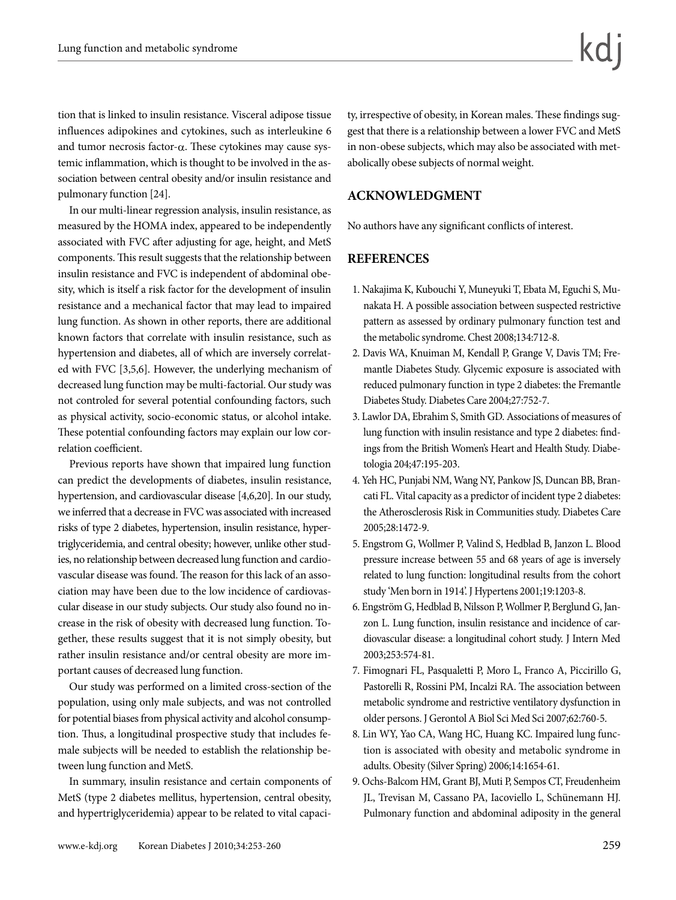tion that is linked to insulin resistance. Visceral adipose tissue influences adipokines and cytokines, such as interleukine 6 and tumor necrosis factor-$\alpha$. These cytokines may cause systemic inflammation, which is thought to be involved in the association between central obesity and/or insulin resistance and pulmonary function [24].

In our multi-linear regression analysis, insulin resistance, as measured by the HOMA index, appeared to be independently associated with FVC after adjusting for age, height, and MetS components. This result suggests that the relationship between insulin resistance and FVC is independent of abdominal obesity, which is itself a risk factor for the development of insulin resistance and a mechanical factor that may lead to impaired lung function. As shown in other reports, there are additional known factors that correlate with insulin resistance, such as hypertension and diabetes, all of which are inversely correlated with FVC [3,5,6]. However, the underlying mechanism of decreased lung function may be multi-factorial. Our study was not controled for several potential confounding factors, such as physical activity, socio-economic status, or alcohol intake. These potential confounding factors may explain our low correlation coefficient.

Previous reports have shown that impaired lung function can predict the developments of diabetes, insulin resistance, hypertension, and cardiovascular disease [4,6,20]. In our study, we inferred that a decrease in FVC was associated with increased risks of type 2 diabetes, hypertension, insulin resistance, hypertriglyceridemia, and central obesity; however, unlike other studies, no relationship between decreased lung function and cardiovascular disease was found. The reason for this lack of an association may have been due to the low incidence of cardiovascular disease in our study subjects. Our study also found no increase in the risk of obesity with decreased lung function. Together, these results suggest that it is not simply obesity, but rather insulin resistance and/or central obesity are more important causes of decreased lung function.

Our study was performed on a limited cross-section of the population, using only male subjects, and was not controlled for potential biases from physical activity and alcohol consumption. Thus, a longitudinal prospective study that includes female subjects will be needed to establish the relationship between lung function and MetS.

In summary, insulin resistance and certain components of MetS (type 2 diabetes mellitus, hypertension, central obesity, and hypertriglyceridemia) appear to be related to vital capacity, irrespective of obesity, in Korean males. These findings suggest that there is a relationship between a lower FVC and MetS in non-obese subjects, which may also be associated with metabolically obese subjects of normal weight.

## ACKNOWLEDGMENT

No authors have any significant conflicts of interest.

## REFERENCES

1. Nakajima K, Kubouchi Y, Muneyuki T, Ebata M, Eguchi S, Munakata H. A possible association between suspected restrictive pattern as assessed by ordinary pulmonary function test and the metabolic syndrome. Chest 2008;134:712-8.
2. Davis WA, Knuiman M, Kendall P, Grange V, Davis TM; Fremantle Diabetes Study. Glycemic exposure is associated with reduced pulmonary function in type 2 diabetes: the Fremantle Diabetes Study. Diabetes Care 2004;27:752-7.
3. Lawlor DA, Ebrahim S, Smith GD. Associations of measures of lung function with insulin resistance and type 2 diabetes: findings from the British Women's Heart and Health Study. Diabetologia 204;47:195-203.
4. Yeh HC, Punjabi NM, Wang NY, Pankow JS, Duncan BB, Brancati FL. Vital capacity as a predictor of incident type 2 diabetes: the Atherosclerosis Risk in Communities study. Diabetes Care 2005;28:1472-9.
5. Engstrom G, Wollmer P, Valind S, Hedblad B, Janzon L. Blood pressure increase between 55 and 68 years of age is inversely related to lung function: longitudinal results from the cohort study 'Men born in 1914'. J Hypertens 2001;19:1203-8.
6. Engström G, Hedblad B, Nilsson P, Wollmer P, Berglund G, Janzon L. Lung function, insulin resistance and incidence of cardiovascular disease: a longitudinal cohort study. J Intern Med 2003;253:574-81.
7. Fimognari FL, Pasqualetti P, Moro L, Franco A, Piccirillo G, Pastorelli R, Rossini PM, Incalzi RA. The association between metabolic syndrome and restrictive ventilatory dysfunction in older persons. J Gerontol A Biol Sci Med Sci 2007;62:760-5.
8. Lin WY, Yao CA, Wang HC, Huang KC. Impaired lung function is associated with obesity and metabolic syndrome in adults. Obesity (Silver Spring) 2006;14:1654-61.
9. Ochs-Balcom HM, Grant BJ, Muti P, Sempos CT, Freudenheim JL, Trevisan M, Cassano PA, Iacoviello L, Schünemann HJ. Pulmonary function and abdominal adiposity in the general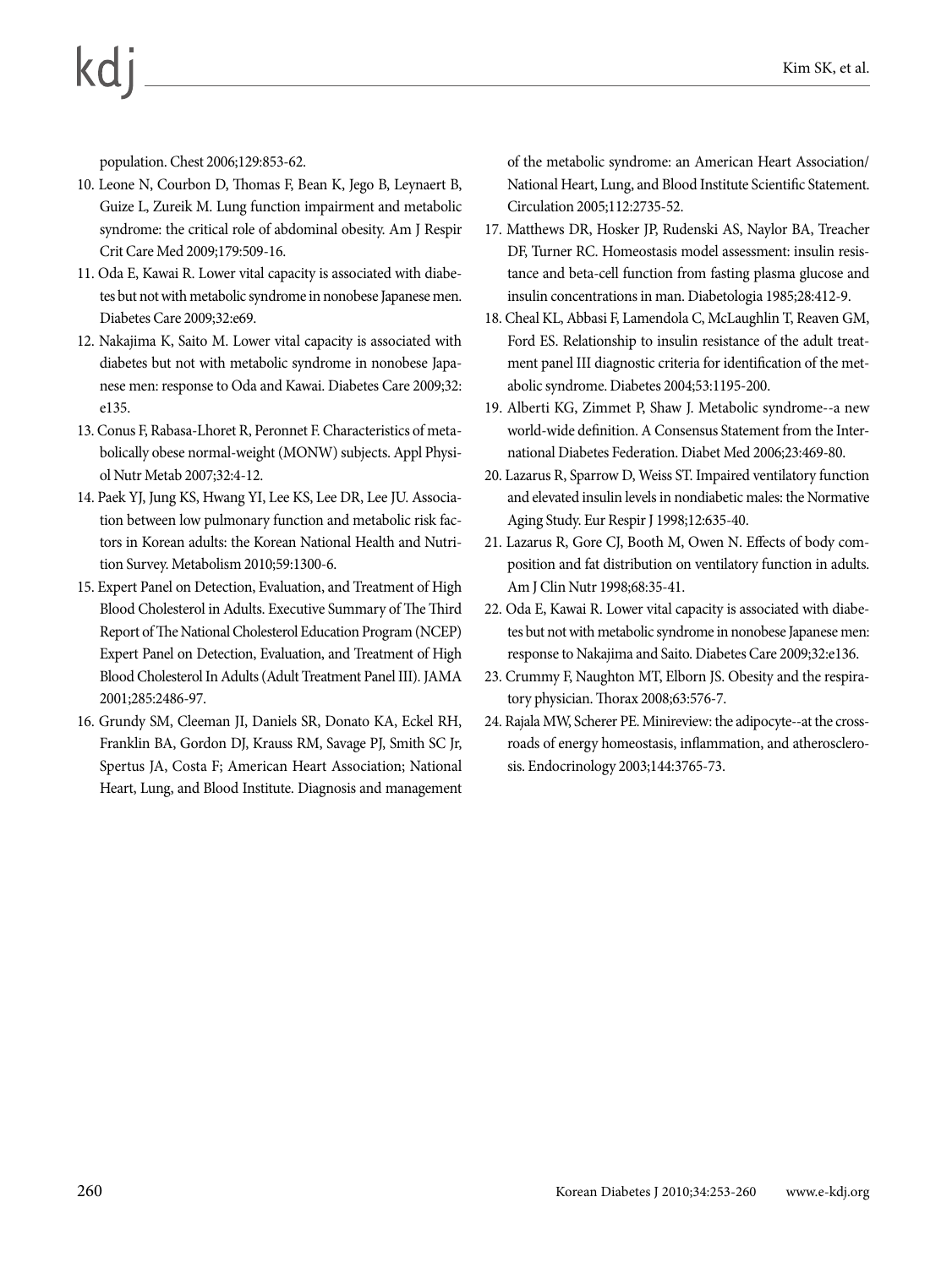population. Chest 2006;129:853-62.

10. Leone N, Courbon D, Thomas F, Bean K, Jego B, Leynaert B, Guize L, Zureik M. Lung function impairment and metabolic syndrome: the critical role of abdominal obesity. Am J Respir Crit Care Med 2009;179:509-16.
11. Oda E, Kawai R. Lower vital capacity is associated with diabetes but not with metabolic syndrome in nonobese Japanese men. Diabetes Care 2009;32:e69.
12. Nakajima K, Saito M. Lower vital capacity is associated with diabetes but not with metabolic syndrome in nonobese Japanese men: response to Oda and Kawai. Diabetes Care 2009;32: e135.
13. Conus F, Rabasa-Lhoret R, Peronnet F. Characteristics of metabolically obese normal-weight (MONW) subjects. Appl Physiol Nutr Metab 2007;32:4-12.
14. Paek YJ, Jung KS, Hwang YI, Lee KS, Lee DR, Lee JU. Association between low pulmonary function and metabolic risk factors in Korean adults: the Korean National Health and Nutrition Survey. Metabolism 2010;59:1300-6.
15. Expert Panel on Detection, Evaluation, and Treatment of High Blood Cholesterol in Adults. Executive Summary of The Third Report of The National Cholesterol Education Program (NCEP) Expert Panel on Detection, Evaluation, and Treatment of High Blood Cholesterol In Adults (Adult Treatment Panel III). JAMA 2001;285:2486-97.
16. Grundy SM, Cleeman JI, Daniels SR, Donato KA, Eckel RH, Franklin BA, Gordon DJ, Krauss RM, Savage PJ, Smith SC Jr, Spertus JA, Costa F; American Heart Association; National Heart, Lung, and Blood Institute. Diagnosis and management of the metabolic syndrome: an American Heart Association/ National Heart, Lung, and Blood Institute Scientific Statement. Circulation 2005;112:2735-52.
17. Matthews DR, Hosker JP, Rudenski AS, Naylor BA, Treacher DF, Turner RC. Homeostasis model assessment: insulin resistance and beta-cell function from fasting plasma glucose and insulin concentrations in man. Diabetologia 1985;28:412-9.
18. Cheal KL, Abbasi F, Lamendola C, McLaughlin T, Reaven GM, Ford ES. Relationship to insulin resistance of the adult treatment panel III diagnostic criteria for identification of the metabolic syndrome. Diabetes 2004;53:1195-200.
19. Alberti KG, Zimmet P, Shaw J. Metabolic syndrome--a new world-wide definition. A Consensus Statement from the International Diabetes Federation. Diabet Med 2006;23:469-80.
20. Lazarus R, Sparrow D, Weiss ST. Impaired ventilatory function and elevated insulin levels in nondiabetic males: the Normative Aging Study. Eur Respir J 1998;12:635-40.
21. Lazarus R, Gore CJ, Booth M, Owen N. Effects of body composition and fat distribution on ventilatory function in adults. Am J Clin Nutr 1998;68:35-41.
22. Oda E, Kawai R. Lower vital capacity is associated with diabetes but not with metabolic syndrome in nonobese Japanese men: response to Nakajima and Saito. Diabetes Care 2009;32:e136.
23. Crummy F, Naughton MT, Elborn JS. Obesity and the respiratory physician. Thorax 2008;63:576-7.
24. Rajala MW, Scherer PE. Minireview: the adipocyte--at the crossroads of energy homeostasis, inflammation, and atherosclerosis. Endocrinology 2003;144:3765-73.